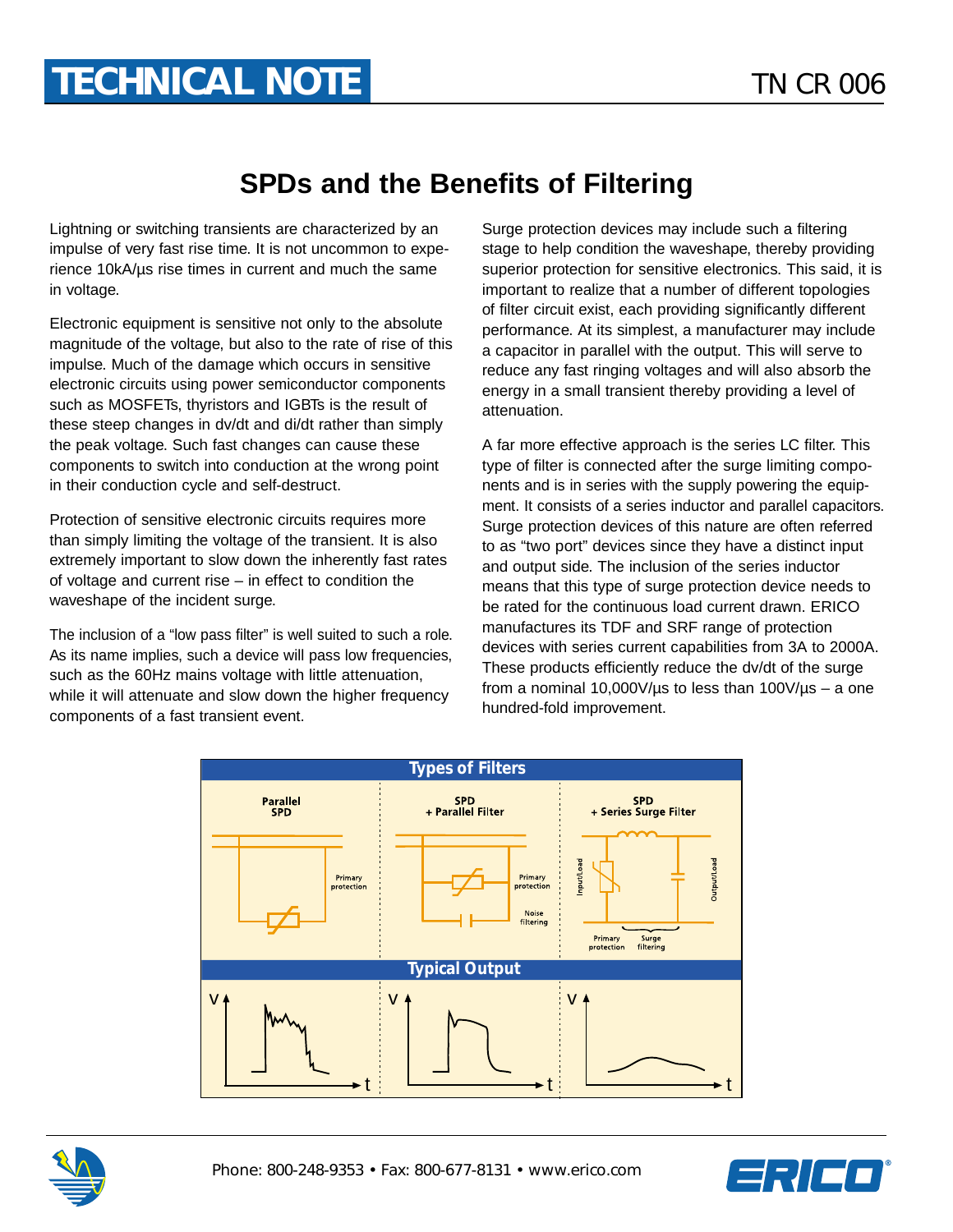# TECHNICAL NOTE

TN CR 006

## SPDs and the Benefits of Filtering

Lightning or switching transients are characterized by an impulse of very fast rise time. It is not uncommon to experience 10kA/µs rise times in current and much the same in voltage.

Electronic equipment is sensitive not only to the absolute magnitude of the voltage, but also to the rate of rise of this impulse. Much of the damage which occurs in sensitive electronic circuits using power semiconductor components such as MOSFETs, thyristors and IGBTs is the result of these steep changes in dv/dt and di/dt rather than simply the peak voltage. Such fast changes can cause these components to switch into conduction at the wrong point in their conduction cycle and self-destruct.

Protection of sensitive electronic circuits requires more than simply limiting the voltage of the transient. It is also extremely important to slow down the inherently fast rates of voltage and current rise – in effect to condition the waveshape of the incident surge.

The inclusion of a "low pass filter" is well suited to such a role. As its name implies, such a device will pass low frequencies, such as the 60Hz mains voltage with little attenuation, while it will attenuate and slow down the higher frequency components of a fast transient event.

Surge protection devices may include such a filtering stage to help condition the waveshape, thereby providing superior protection for sensitive electronics. This said, it is important to realize that a number of different topologies of filter circuit exist, each providing significantly different performance. At its simplest, a manufacturer may include a capacitor in parallel with the output. This will serve to reduce any fast ringing voltages and will also absorb the energy in a small transient thereby providing a level of attenuation.

A far more effective approach is the series LC filter. This type of filter is connected after the surge limiting components and is in series with the supply powering the equipment. It consists of a series inductor and parallel capacitors. Surge protection devices of this nature are often referred to as "two port" devices since they have a distinct input and output side. The inclusion of the series inductor means that this type of surge protection device needs to be rated for the continuous load current drawn. ERICO manufactures its TDF and SRF range of protection devices with series current capabilities from 3A to 2000A. These products efficiently reduce the dv/dt of the surge from a nominal 10,000V/µs to less than 100V/µs – a one hundred-fold improvement.

**Types of Filters**

| Parallel SPD | SPD + Parallel Filter | SPD + Series Surge Filter |
|---|---|---|
| Primary protection | Primary protection; Noise filtering | Input/Load; Primary protection; Surge filtering; Output/Load |

**Typical Output**

Phone: 800-248-9353 • Fax: 800-677-8131 • www.erico.com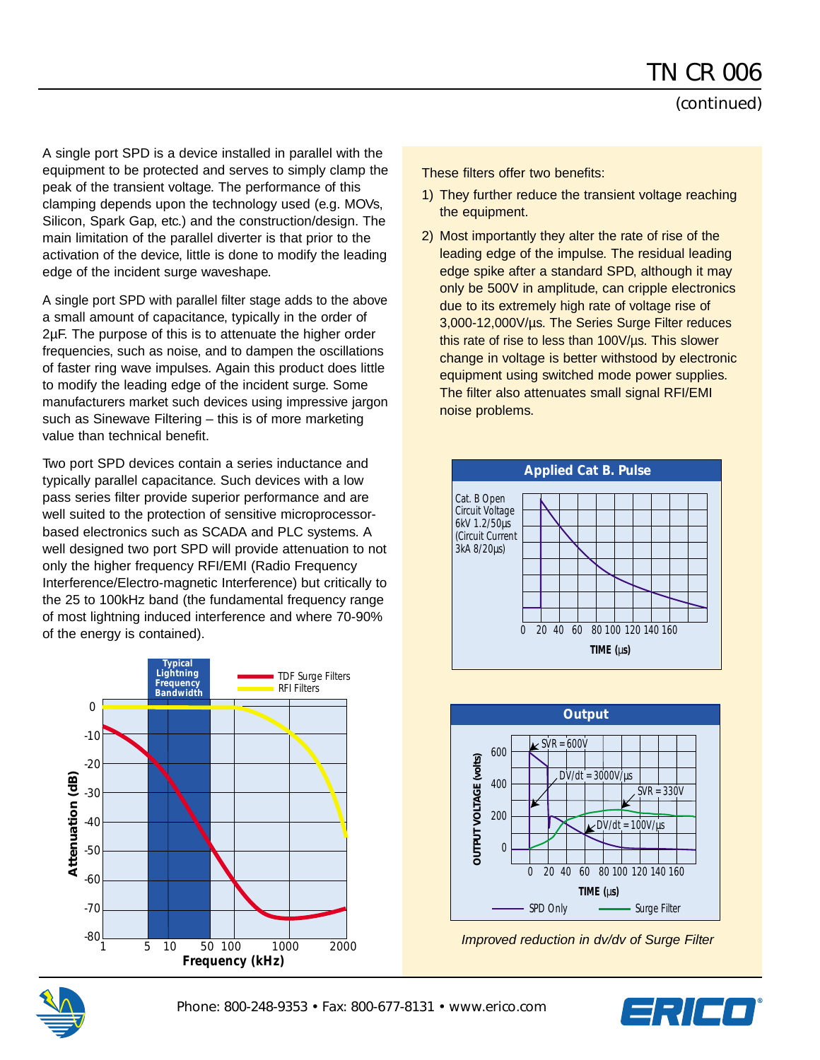A single port SPD is a device installed in parallel with the equipment to be protected and serves to simply clamp the peak of the transient voltage. The performance of this clamping depends upon the technology used (e.g. MOVs, Silicon, Spark Gap, etc.) and the construction/design. The main limitation of the parallel diverter is that prior to the activation of the device, little is done to modify the leading edge of the incident surge waveshape.

A single port SPD with parallel filter stage adds to the above a small amount of capacitance, typically in the order of 2µF. The purpose of this is to attenuate the higher order frequencies, such as noise, and to dampen the oscillations of faster ring wave impulses. Again this product does little to modify the leading edge of the incident surge. Some manufacturers market such devices using impressive jargon such as Sinewave Filtering – this is of more marketing value than technical benefit.

Two port SPD devices contain a series inductance and typically parallel capacitance. Such devices with a low pass series filter provide superior performance and are well suited to the protection of sensitive microprocessor-based electronics such as SCADA and PLC systems. A well designed two port SPD will provide attenuation to not only the higher frequency RFI/EMI (Radio Frequency Interference/Electro-magnetic Interference) but critically to the 25 to 100kHz band (the fundamental frequency range of most lightning induced interference and where 70-90% of the energy is contained).

Typical Lightning Frequency Bandwidth

TDF Surge Filters

RFI Filters

Attenuation (dB)

0, -10, -20, -30, -40, -50, -60, -70, -80

1, 5, 10, 50, 100, 1000, 2000

Frequency (kHz)

These filters offer two benefits:

1) They further reduce the transient voltage reaching the equipment.
2) Most importantly they alter the rate of rise of the leading edge of the impulse. The residual leading edge spike after a standard SPD, although it may only be 500V in amplitude, can cripple electronics due to its extremely high rate of voltage rise of 3,000-12,000V/µs. The Series Surge Filter reduces this rate of rise to less than 100V/µs. This slower change in voltage is better withstood by electronic equipment using switched mode power supplies. The filter also attenuates small signal RFI/EMI noise problems.

**Applied Cat B. Pulse**

Cat. B Open Circuit Voltage 6kV 1.2/50µs (Circuit Current 3kA 8/20µs)

0, 20, 40, 60, 80, 100, 120, 140, 160

TIME (µs)

**Output**

OUTPUT VOLTAGE (volts)

600, 400, 200, 0

SVR = 600V

DV/dt = 3000V/µs

SVR = 330V

DV/dt = 100V/µs

0, 20, 40, 60, 80, 100, 120, 140, 160

TIME (µs)

SPD Only

Surge Filter

*Improved reduction in dv/dv of Surge Filter*